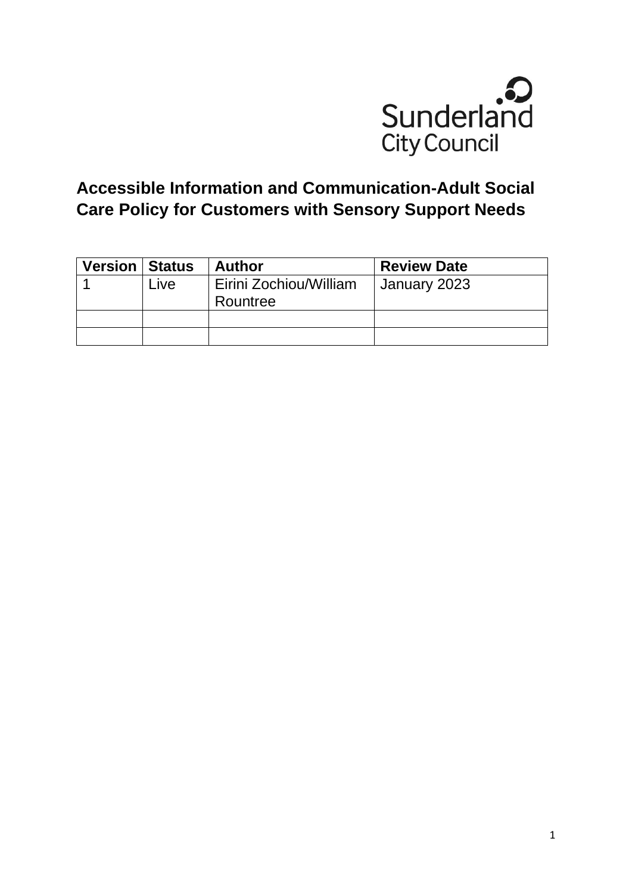Sunderland City Council

# Accessible Information and Communication-Adult Social Care Policy for Customers with Sensory Support Needs

| Version | Status | Author | Review Date |
|---|---|---|---|
| 1 | Live | Eirini Zochiou/William Rountree | January 2023 |
| | | | |
| | | | |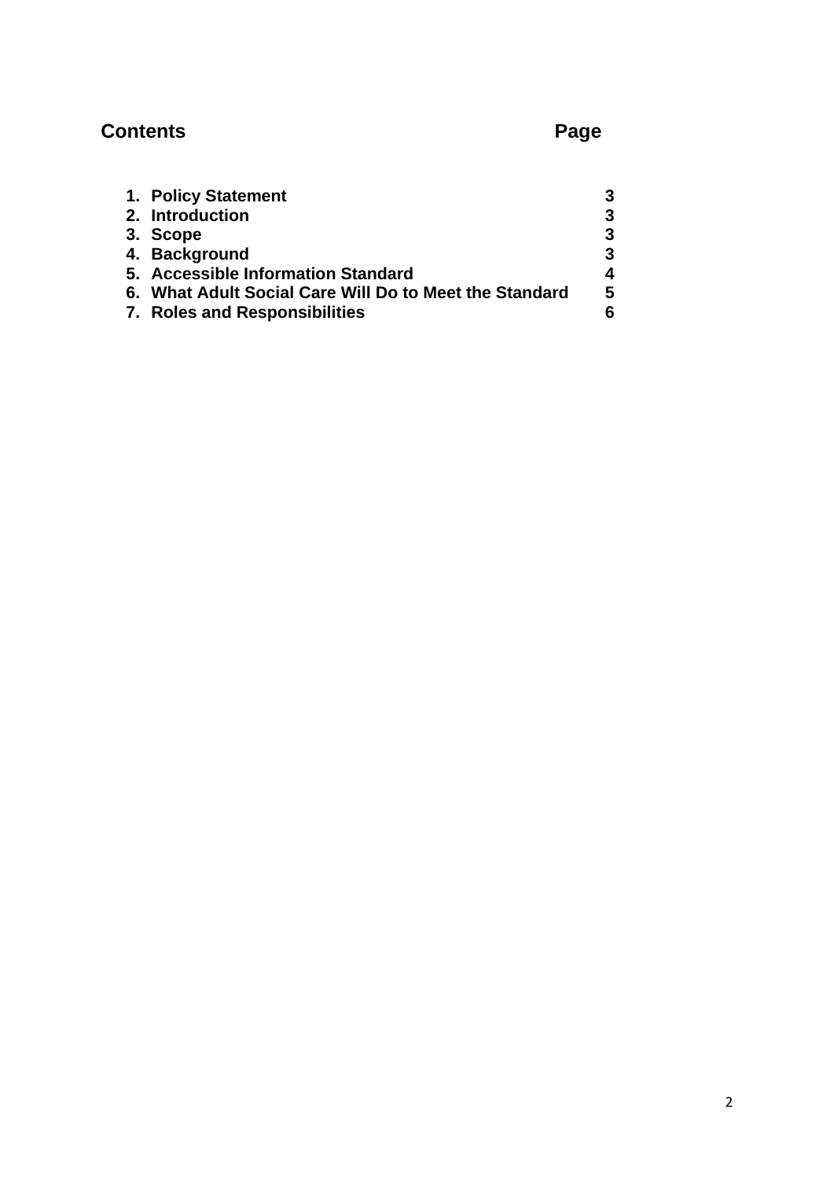**Contents** **Page**

| | |
|---|---|
| 1. **Policy Statement** | **3** |
| 2. **Introduction** | **3** |
| 3. **Scope** | **3** |
| 4. **Background** | **3** |
| 5. **Accessible Information Standard** | **4** |
| 6. **What Adult Social Care Will Do to Meet the Standard** | **5** |
| 7. **Roles and Responsibilities** | **6** |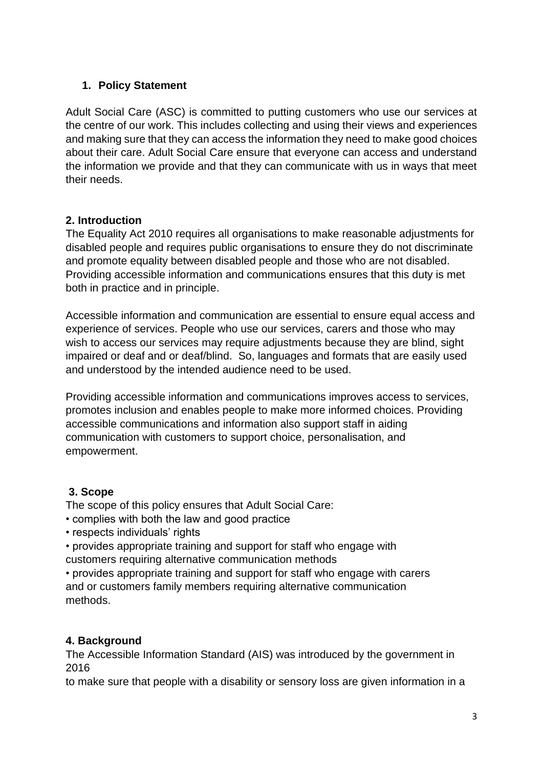## 1. Policy Statement

Adult Social Care (ASC) is committed to putting customers who use our services at the centre of our work. This includes collecting and using their views and experiences and making sure that they can access the information they need to make good choices about their care. Adult Social Care ensure that everyone can access and understand the information we provide and that they can communicate with us in ways that meet their needs.

## 2. Introduction

The Equality Act 2010 requires all organisations to make reasonable adjustments for disabled people and requires public organisations to ensure they do not discriminate and promote equality between disabled people and those who are not disabled. Providing accessible information and communications ensures that this duty is met both in practice and in principle.

Accessible information and communication are essential to ensure equal access and experience of services. People who use our services, carers and those who may wish to access our services may require adjustments because they are blind, sight impaired or deaf and or deaf/blind. So, languages and formats that are easily used and understood by the intended audience need to be used.

Providing accessible information and communications improves access to services, promotes inclusion and enables people to make more informed choices. Providing accessible communications and information also support staff in aiding communication with customers to support choice, personalisation, and empowerment.

## 3. Scope

The scope of this policy ensures that Adult Social Care:

- complies with both the law and good practice
- respects individuals' rights
- provides appropriate training and support for staff who engage with customers requiring alternative communication methods
- provides appropriate training and support for staff who engage with carers and or customers family members requiring alternative communication methods.

## 4. Background

The Accessible Information Standard (AIS) was introduced by the government in 2016
to make sure that people with a disability or sensory loss are given information in a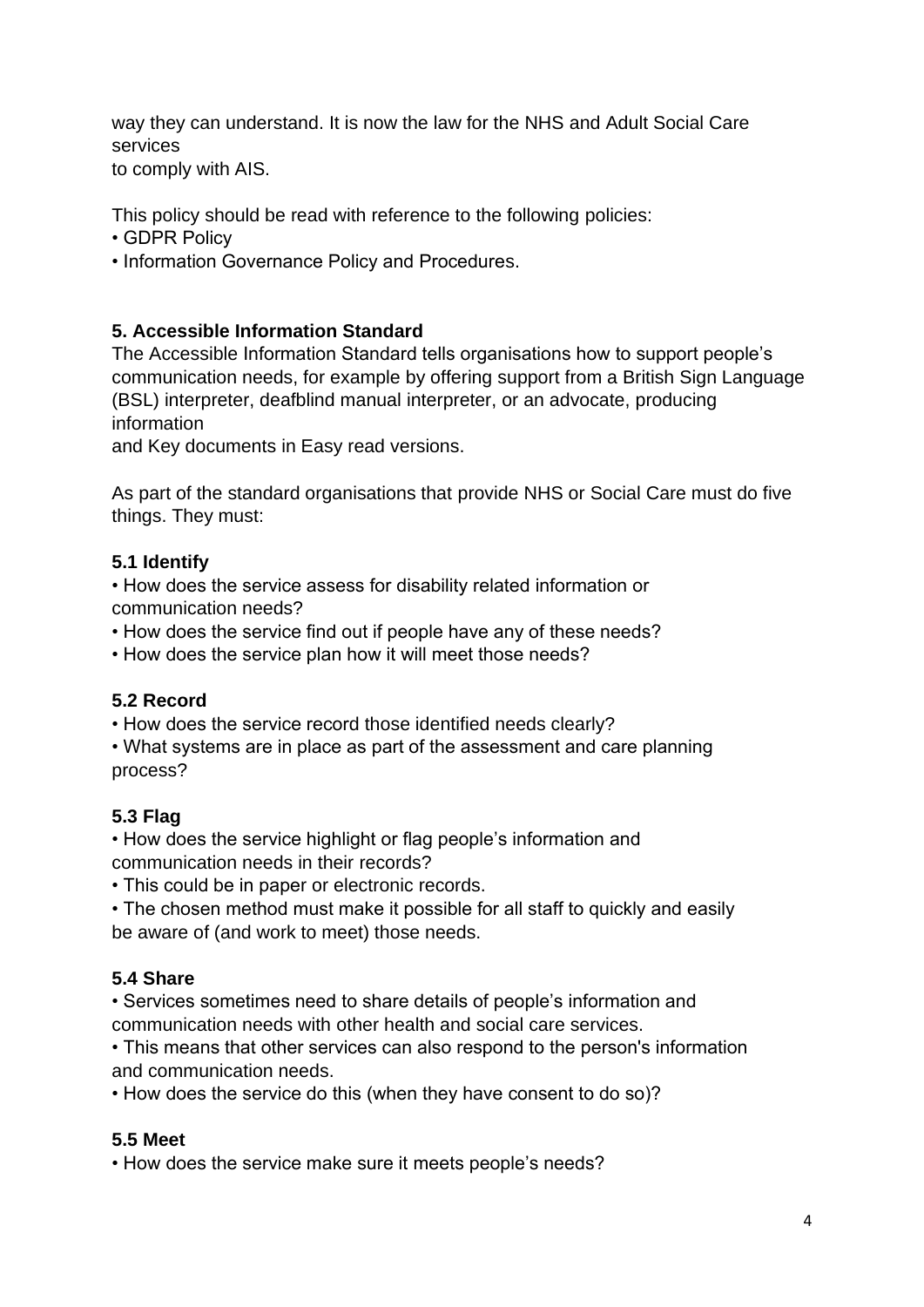way they can understand. It is now the law for the NHS and Adult Social Care services to comply with AIS.

This policy should be read with reference to the following policies:

- GDPR Policy
- Information Governance Policy and Procedures.

## 5. Accessible Information Standard

The Accessible Information Standard tells organisations how to support people's communication needs, for example by offering support from a British Sign Language (BSL) interpreter, deafblind manual interpreter, or an advocate, producing information and Key documents in Easy read versions.

As part of the standard organisations that provide NHS or Social Care must do five things. They must:

### 5.1 Identify

- How does the service assess for disability related information or communication needs?
- How does the service find out if people have any of these needs?
- How does the service plan how it will meet those needs?

### 5.2 Record

- How does the service record those identified needs clearly?
- What systems are in place as part of the assessment and care planning process?

### 5.3 Flag

- How does the service highlight or flag people's information and communication needs in their records?
- This could be in paper or electronic records.
- The chosen method must make it possible for all staff to quickly and easily be aware of (and work to meet) those needs.

### 5.4 Share

- Services sometimes need to share details of people's information and communication needs with other health and social care services.
- This means that other services can also respond to the person's information and communication needs.
- How does the service do this (when they have consent to do so)?

### 5.5 Meet

- How does the service make sure it meets people's needs?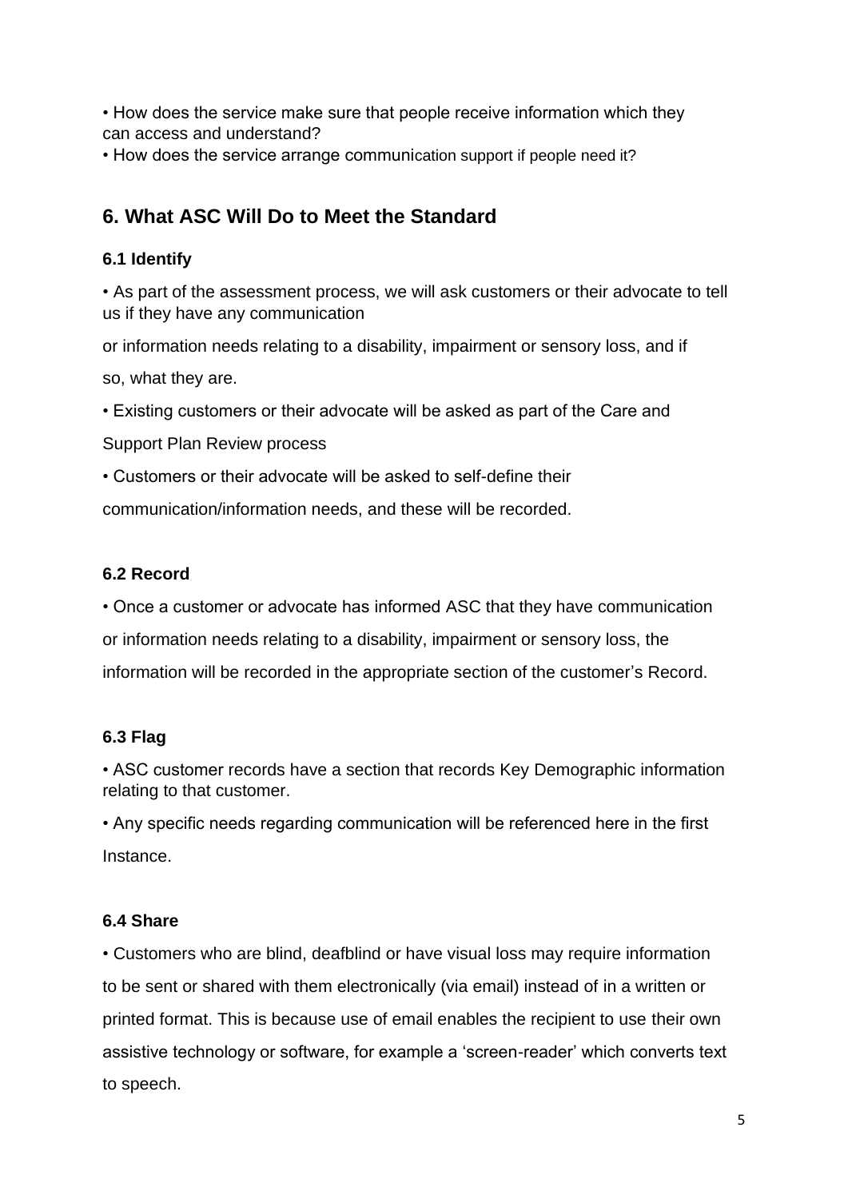- How does the service make sure that people receive information which they can access and understand?
- How does the service arrange communication support if people need it?

## 6. What ASC Will Do to Meet the Standard

### 6.1 Identify

- As part of the assessment process, we will ask customers or their advocate to tell us if they have any communication or information needs relating to a disability, impairment or sensory loss, and if so, what they are.
- Existing customers or their advocate will be asked as part of the Care and Support Plan Review process
- Customers or their advocate will be asked to self-define their communication/information needs, and these will be recorded.

### 6.2 Record

- Once a customer or advocate has informed ASC that they have communication or information needs relating to a disability, impairment or sensory loss, the information will be recorded in the appropriate section of the customer's Record.

### 6.3 Flag

- ASC customer records have a section that records Key Demographic information relating to that customer.
- Any specific needs regarding communication will be referenced here in the first Instance.

### 6.4 Share

- Customers who are blind, deafblind or have visual loss may require information to be sent or shared with them electronically (via email) instead of in a written or printed format. This is because use of email enables the recipient to use their own assistive technology or software, for example a 'screen-reader' which converts text to speech.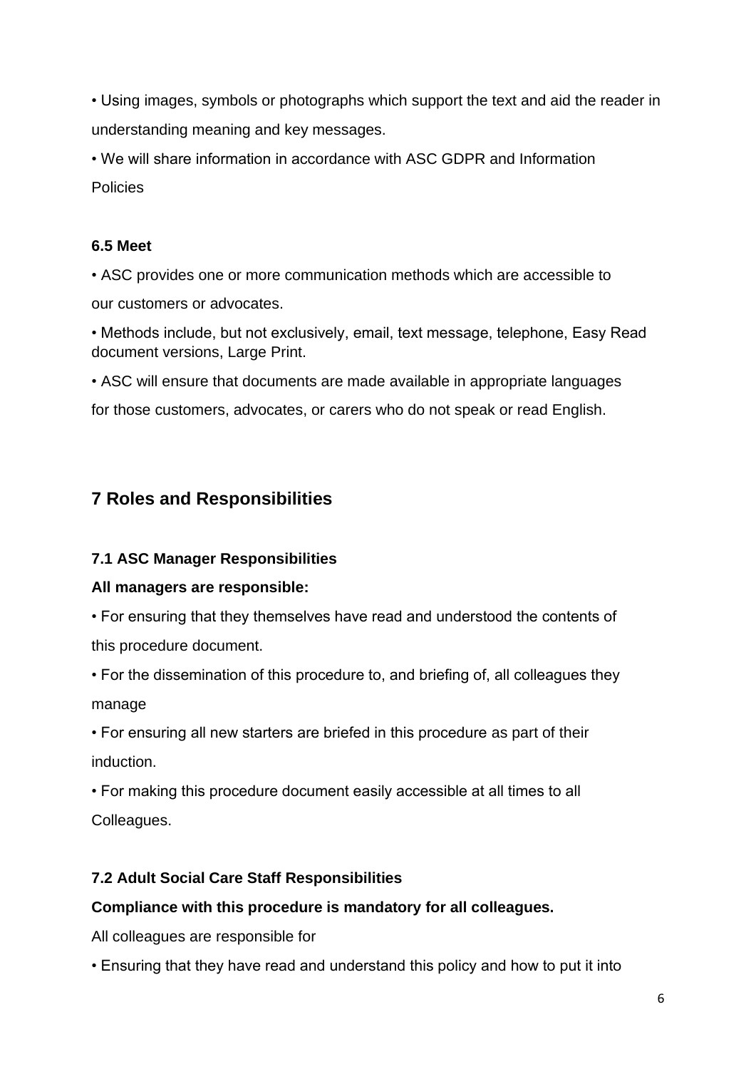- Using images, symbols or photographs which support the text and aid the reader in understanding meaning and key messages.
- We will share information in accordance with ASC GDPR and Information Policies

### 6.5 Meet

- ASC provides one or more communication methods which are accessible to our customers or advocates.
- Methods include, but not exclusively, email, text message, telephone, Easy Read document versions, Large Print.
- ASC will ensure that documents are made available in appropriate languages for those customers, advocates, or carers who do not speak or read English.

## 7 Roles and Responsibilities

### 7.1 ASC Manager Responsibilities

**All managers are responsible:**

- For ensuring that they themselves have read and understood the contents of this procedure document.
- For the dissemination of this procedure to, and briefing of, all colleagues they manage
- For ensuring all new starters are briefed in this procedure as part of their induction.
- For making this procedure document easily accessible at all times to all Colleagues.

### 7.2 Adult Social Care Staff Responsibilities

**Compliance with this procedure is mandatory for all colleagues.**

All colleagues are responsible for

- Ensuring that they have read and understand this policy and how to put it into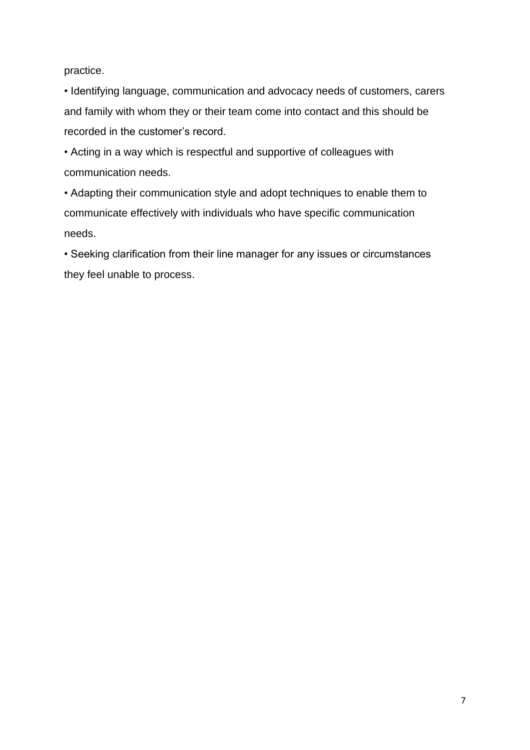practice.

- Identifying language, communication and advocacy needs of customers, carers and family with whom they or their team come into contact and this should be recorded in the customer's record.
- Acting in a way which is respectful and supportive of colleagues with communication needs.
- Adapting their communication style and adopt techniques to enable them to communicate effectively with individuals who have specific communication needs.
- Seeking clarification from their line manager for any issues or circumstances they feel unable to process.